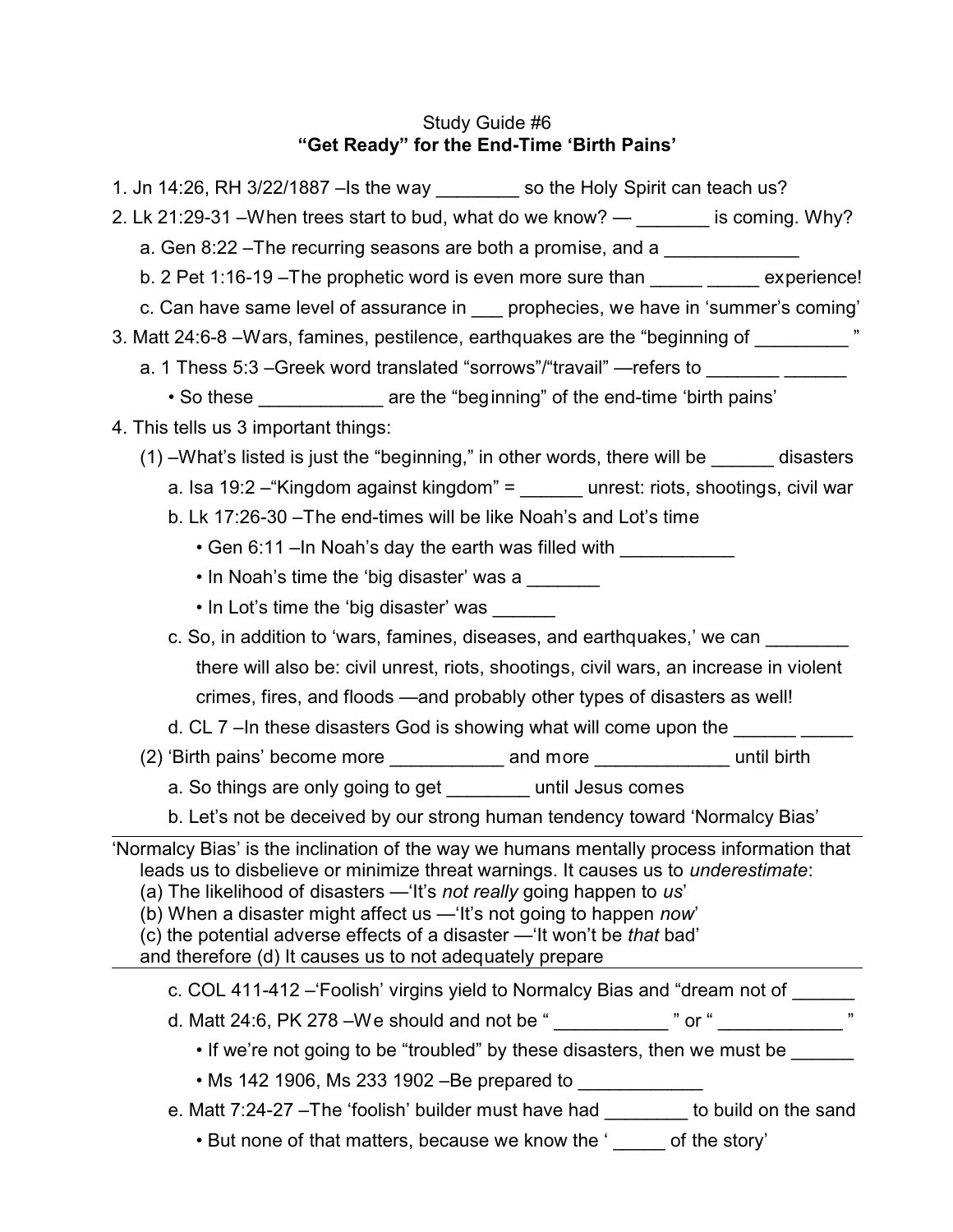Study Guide #6

**"Get Ready" for the End-Time 'Birth Pains'**

1. Jn 14:26, RH 3/22/1887 –Is the way ________ so the Holy Spirit can teach us?
2. Lk 21:29-31 –When trees start to bud, what do we know? — _______ is coming. Why?
   a. Gen 8:22 –The recurring seasons are both a promise, and a _____________
   b. 2 Pet 1:16-19 –The prophetic word is even more sure than _____ _____ experience!
   c. Can have same level of assurance in ___ prophecies, we have in 'summer's coming'
3. Matt 24:6-8 –Wars, famines, pestilence, earthquakes are the "beginning of _________ "
   a. 1 Thess 5:3 –Greek word translated "sorrows"/"travail" —refers to _______ ______
      • So these ____________ are the "beginning" of the end-time 'birth pains'
4. This tells us 3 important things:
   (1) –What's listed is just the "beginning," in other words, there will be ______ disasters
      a. Isa 19:2 –"Kingdom against kingdom" = ______ unrest: riots, shootings, civil war
      b. Lk 17:26-30 –The end-times will be like Noah's and Lot's time
         • Gen 6:11 –In Noah's day the earth was filled with ___________
         • In Noah's time the 'big disaster' was a _______
         • In Lot's time the 'big disaster' was ______
      c. So, in addition to 'wars, famines, diseases, and earthquakes,' we can ________ there will also be: civil unrest, riots, shootings, civil wars, an increase in violent crimes, fires, and floods —and probably other types of disasters as well!
      d. CL 7 –In these disasters God is showing what will come upon the ______ _____
   (2) 'Birth pains' become more ___________ and more _____________ until birth
      a. So things are only going to get ________ until Jesus comes
      b. Let's not be deceived by our strong human tendency toward 'Normalcy Bias'

---

'Normalcy Bias' is the inclination of the way we humans mentally process information that leads us to disbelieve or minimize threat warnings. It causes us to *underestimate*:
(a) The likelihood of disasters —'It's *not really* going happen to *us*'
(b) When a disaster might affect us —'It's not going to happen *now*'
(c) the potential adverse effects of a disaster —'It won't be *that* bad'
and therefore (d) It causes us to not adequately prepare

---

      c. COL 411-412 –'Foolish' virgins yield to Normalcy Bias and "dream not of ______
      d. Matt 24:6, PK 278 –We should and not be " ___________ " or " ____________ "
         • If we're not going to be "troubled" by these disasters, then we must be ______
         • Ms 142 1906, Ms 233 1902 –Be prepared to ____________
      e. Matt 7:24-27 –The 'foolish' builder must have had ________ to build on the sand
         • But none of that matters, because we know the ' _____ of the story'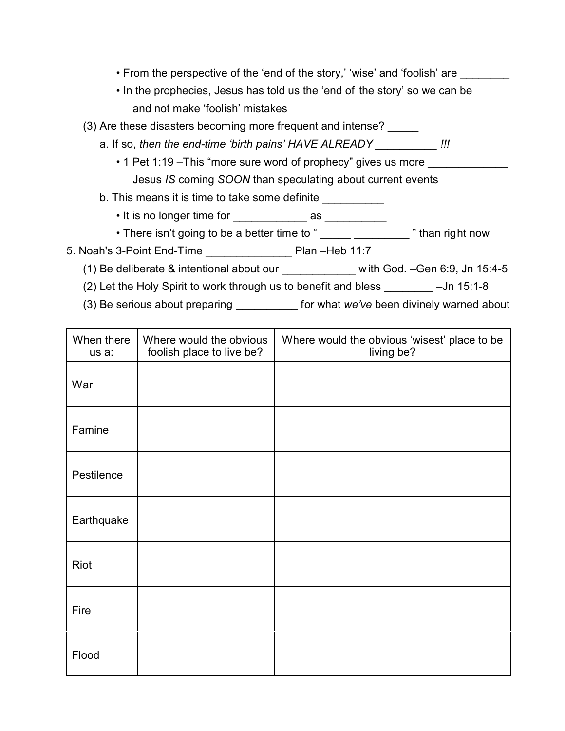- From the perspective of the 'end of the story,' 'wise' and 'foolish' are ________
- In the prophecies, Jesus has told us the 'end of the story' so we can be _____ and not make 'foolish' mistakes

(3) Are these disasters becoming more frequent and intense? _____

a. If so, *then the end-time 'birth pains' HAVE ALREADY* __________ *!!!*

- 1 Pet 1:19 –This "more sure word of prophecy" gives us more _____________ Jesus *IS* coming *SOON* than speculating about current events

b. This means it is time to take some definite __________

- It is no longer time for ____________ as __________
- There isn't going to be a better time to " _____ _________ " than right now

5. Noah's 3-Point End-Time ______________ Plan –Heb 11:7

(1) Be deliberate & intentional about our ____________ with God. –Gen 6:9, Jn 15:4-5

(2) Let the Holy Spirit to work through us to benefit and bless ________ –Jn 15:1-8

(3) Be serious about preparing __________ for what *we've* been divinely warned about

| When there us a: | Where would the obvious foolish place to live be? | Where would the obvious 'wisest' place to be living be? |
|---|---|---|
| War | | |
| Famine | | |
| Pestilence | | |
| Earthquake | | |
| Riot | | |
| Fire | | |
| Flood | | |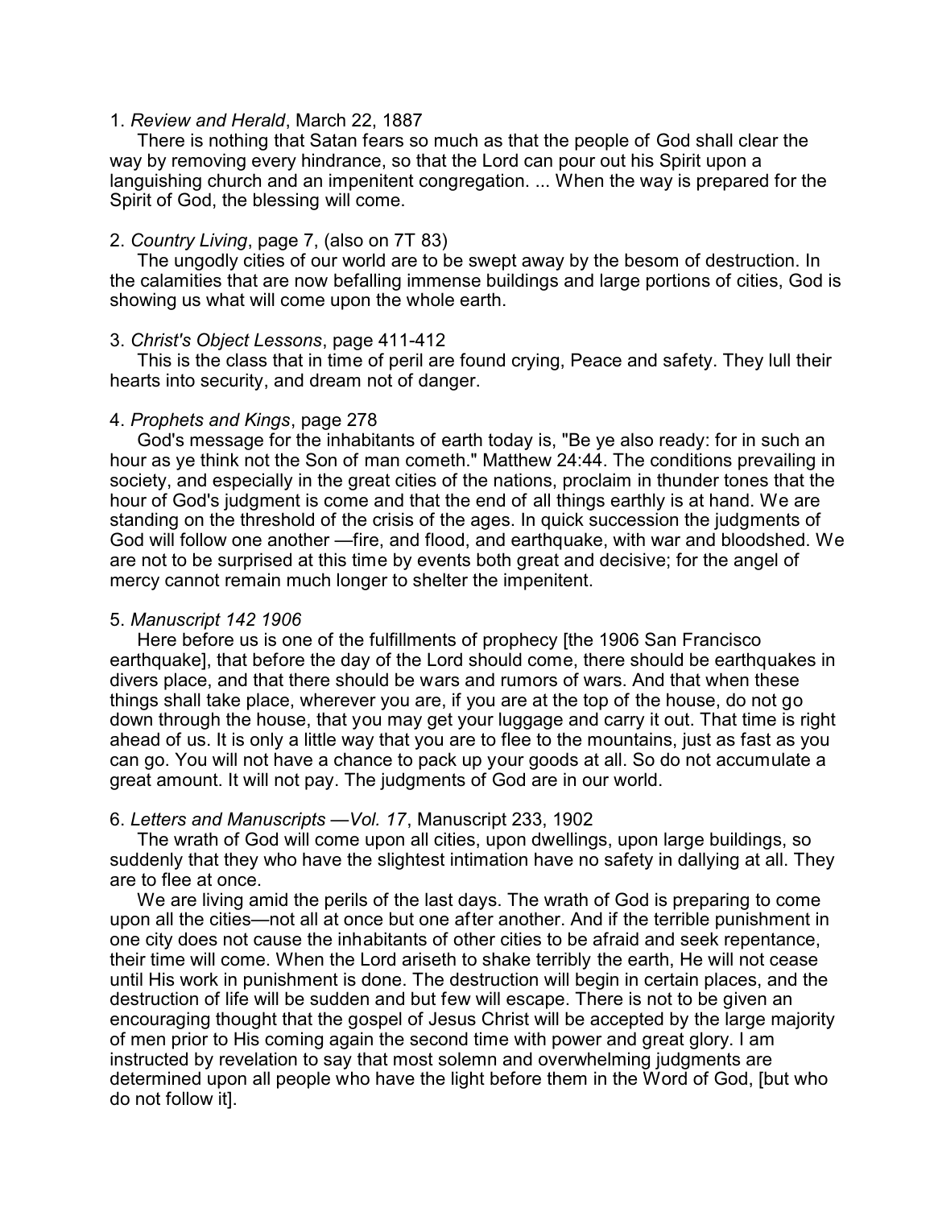1. *Review and Herald*, March 22, 1887

There is nothing that Satan fears so much as that the people of God shall clear the way by removing every hindrance, so that the Lord can pour out his Spirit upon a languishing church and an impenitent congregation. ... When the way is prepared for the Spirit of God, the blessing will come.

2. *Country Living*, page 7, (also on 7T 83)

The ungodly cities of our world are to be swept away by the besom of destruction. In the calamities that are now befalling immense buildings and large portions of cities, God is showing us what will come upon the whole earth.

3. *Christ's Object Lessons*, page 411-412

This is the class that in time of peril are found crying, Peace and safety. They lull their hearts into security, and dream not of danger.

4. *Prophets and Kings*, page 278

God's message for the inhabitants of earth today is, "Be ye also ready: for in such an hour as ye think not the Son of man cometh." Matthew 24:44. The conditions prevailing in society, and especially in the great cities of the nations, proclaim in thunder tones that the hour of God's judgment is come and that the end of all things earthly is at hand. We are standing on the threshold of the crisis of the ages. In quick succession the judgments of God will follow one another —fire, and flood, and earthquake, with war and bloodshed. We are not to be surprised at this time by events both great and decisive; for the angel of mercy cannot remain much longer to shelter the impenitent.

5. *Manuscript 142 1906*

Here before us is one of the fulfillments of prophecy [the 1906 San Francisco earthquake], that before the day of the Lord should come, there should be earthquakes in divers place, and that there should be wars and rumors of wars. And that when these things shall take place, wherever you are, if you are at the top of the house, do not go down through the house, that you may get your luggage and carry it out. That time is right ahead of us. It is only a little way that you are to flee to the mountains, just as fast as you can go. You will not have a chance to pack up your goods at all. So do not accumulate a great amount. It will not pay. The judgments of God are in our world.

6. *Letters and Manuscripts —Vol. 17*, Manuscript 233, 1902

The wrath of God will come upon all cities, upon dwellings, upon large buildings, so suddenly that they who have the slightest intimation have no safety in dallying at all. They are to flee at once.

We are living amid the perils of the last days. The wrath of God is preparing to come upon all the cities—not all at once but one after another. And if the terrible punishment in one city does not cause the inhabitants of other cities to be afraid and seek repentance, their time will come. When the Lord ariseth to shake terribly the earth, He will not cease until His work in punishment is done. The destruction will begin in certain places, and the destruction of life will be sudden and but few will escape. There is not to be given an encouraging thought that the gospel of Jesus Christ will be accepted by the large majority of men prior to His coming again the second time with power and great glory. I am instructed by revelation to say that most solemn and overwhelming judgments are determined upon all people who have the light before them in the Word of God, [but who do not follow it].